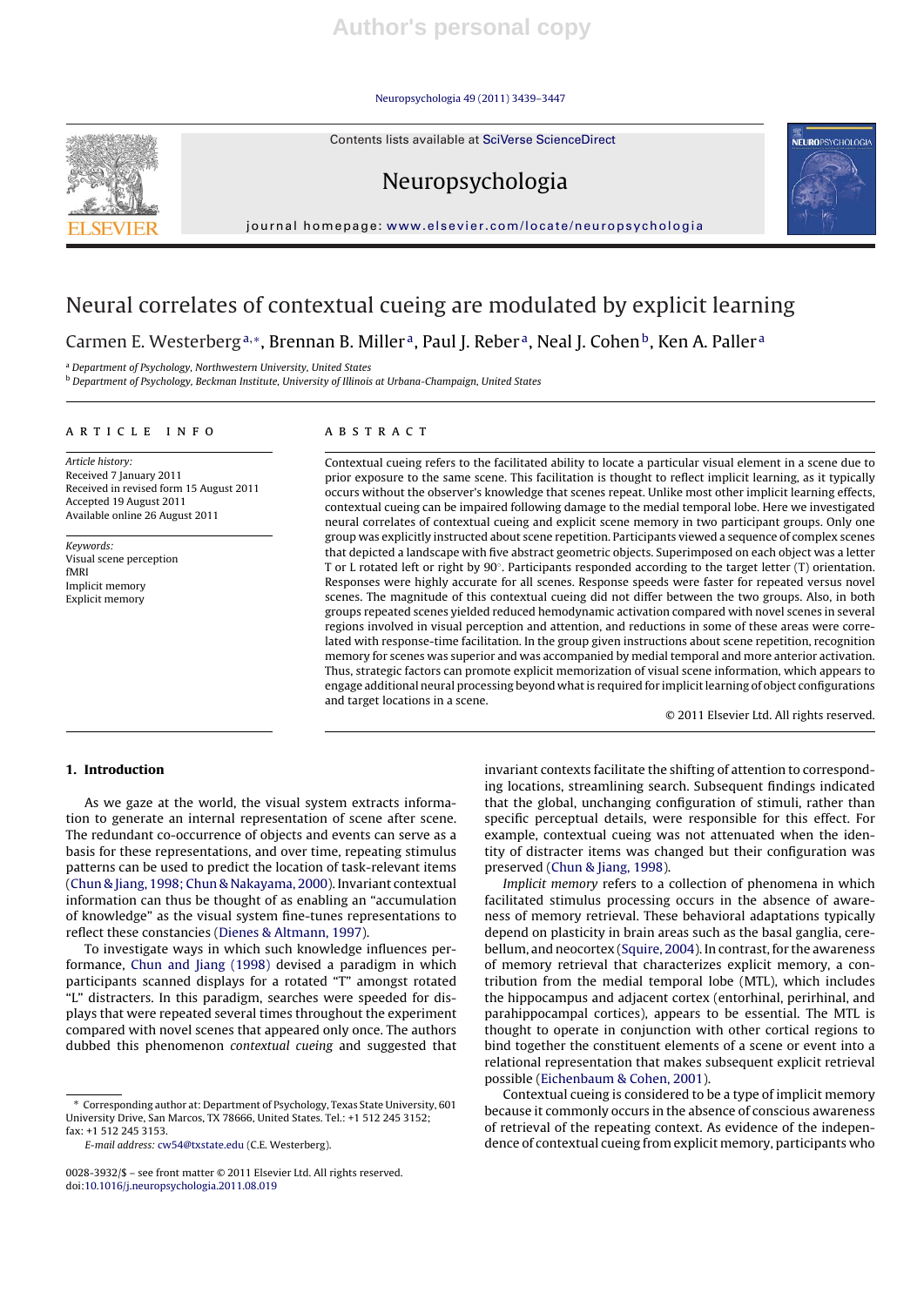# Neural correlates of contextual cueing are modulated by explicit learning

Carmen E. Westerberg[a,*], Brennan B. Miller[a], Paul J. Reber[a], Neal J. Cohen[b], Ken A. Paller[a]

[a] Department of Psychology, Northwestern University, United States

[b] Department of Psychology, Beckman Institute, University of Illinois at Urbana-Champaign, United States

## ARTICLE INFO

*Article history:*
Received 7 January 2011
Received in revised form 15 August 2011
Accepted 19 August 2011
Available online 26 August 2011

*Keywords:*
Visual scene perception
fMRI
Implicit memory
Explicit memory

## ABSTRACT

Contextual cueing refers to the facilitated ability to locate a particular visual element in a scene due to prior exposure to the same scene. This facilitation is thought to reflect implicit learning, as it typically occurs without the observer's knowledge that scenes repeat. Unlike most other implicit learning effects, contextual cueing can be impaired following damage to the medial temporal lobe. Here we investigated neural correlates of contextual cueing and explicit scene memory in two participant groups. Only one group was explicitly instructed about scene repetition. Participants viewed a sequence of complex scenes that depicted a landscape with five abstract geometric objects. Superimposed on each object was a letter T or L rotated left or right by 90°. Participants responded according to the target letter (T) orientation. Responses were highly accurate for all scenes. Response speeds were faster for repeated versus novel scenes. The magnitude of this contextual cueing did not differ between the two groups. Also, in both groups repeated scenes yielded reduced hemodynamic activation compared with novel scenes in several regions involved in visual perception and attention, and reductions in some of these areas were correlated with response-time facilitation. In the group given instructions about scene repetition, recognition memory for scenes was superior and was accompanied by medial temporal and more anterior activation. Thus, strategic factors can promote explicit memorization of visual scene information, which appears to engage additional neural processing beyond what is required for implicit learning of object configurations and target locations in a scene.

© 2011 Elsevier Ltd. All rights reserved.

## 1. Introduction

As we gaze at the world, the visual system extracts information to generate an internal representation of scene after scene. The redundant co-occurrence of objects and events can serve as a basis for these representations, and over time, repeating stimulus patterns can be used to predict the location of task-relevant items (Chun & Jiang, 1998; Chun & Nakayama, 2000). Invariant contextual information can thus be thought of as enabling an "accumulation of knowledge" as the visual system fine-tunes representations to reflect these constancies (Dienes & Altmann, 1997).

To investigate ways in which such knowledge influences performance, Chun and Jiang (1998) devised a paradigm in which participants scanned displays for a rotated "T" amongst rotated "L" distracters. In this paradigm, searches were speeded for displays that were repeated several times throughout the experiment compared with novel scenes that appeared only once. The authors dubbed this phenomenon *contextual cueing* and suggested that invariant contexts facilitate the shifting of attention to corresponding locations, streamlining search. Subsequent findings indicated that the global, unchanging configuration of stimuli, rather than specific perceptual details, were responsible for this effect. For example, contextual cueing was not attenuated when the identity of distracter items was changed but their configuration was preserved (Chun & Jiang, 1998).

*Implicit memory* refers to a collection of phenomena in which facilitated stimulus processing occurs in the absence of awareness of memory retrieval. These behavioral adaptations typically depend on plasticity in brain areas such as the basal ganglia, cerebellum, and neocortex (Squire, 2004). In contrast, for the awareness of memory retrieval that characterizes explicit memory, a contribution from the medial temporal lobe (MTL), which includes the hippocampus and adjacent cortex (entorhinal, perirhinal, and parahippocampal cortices), appears to be essential. The MTL is thought to operate in conjunction with other cortical regions to bind together the constituent elements of a scene or event into a relational representation that makes subsequent explicit retrieval possible (Eichenbaum & Cohen, 2001).

Contextual cueing is considered to be a type of implicit memory because it commonly occurs in the absence of conscious awareness of retrieval of the repeating context. As evidence of the independence of contextual cueing from explicit memory, participants who

---

\* Corresponding author at: Department of Psychology, Texas State University, 601 University Drive, San Marcos, TX 78666, United States. Tel.: +1 512 245 3152; fax: +1 512 245 3153.

*E-mail address:* cw54@txstate.edu (C.E. Westerberg).

0028-3932/$ – see front matter © 2011 Elsevier Ltd. All rights reserved.
doi:10.1016/j.neuropsychologia.2011.08.019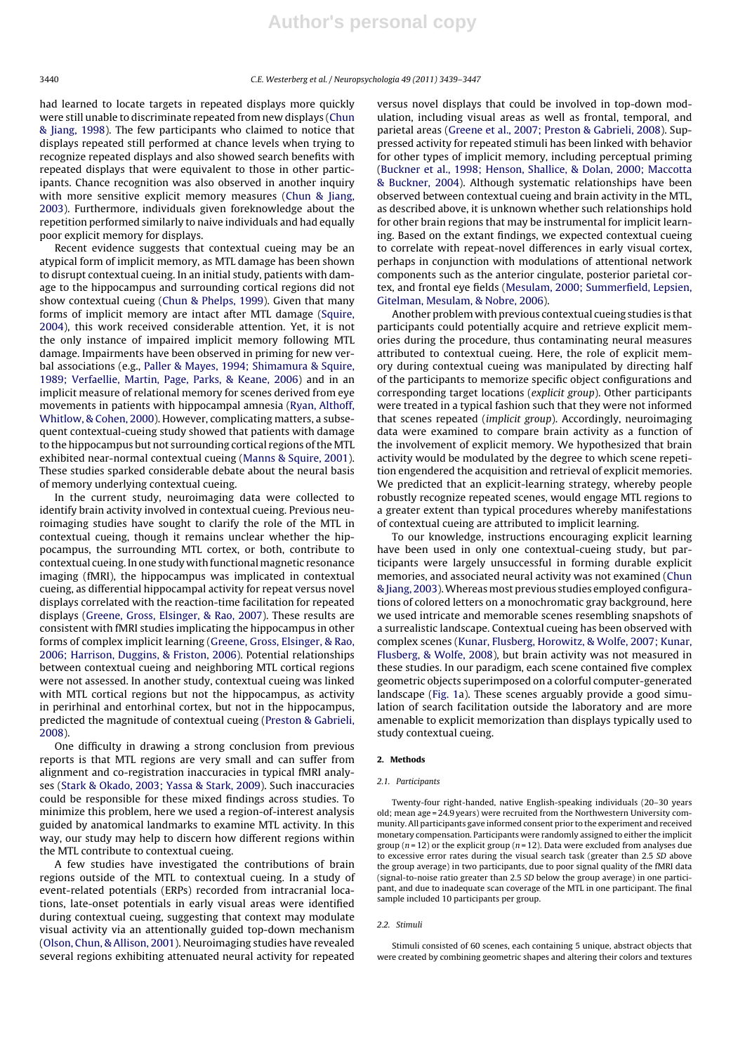had learned to locate targets in repeated displays more quickly were still unable to discriminate repeated from new displays (Chun & Jiang, 1998). The few participants who claimed to notice that displays repeated still performed at chance levels when trying to recognize repeated displays and also showed search benefits with repeated displays that were equivalent to those in other participants. Chance recognition was also observed in another inquiry with more sensitive explicit memory measures (Chun & Jiang, 2003). Furthermore, individuals given foreknowledge about the repetition performed similarly to naive individuals and had equally poor explicit memory for displays.

Recent evidence suggests that contextual cueing may be an atypical form of implicit memory, as MTL damage has been shown to disrupt contextual cueing. In an initial study, patients with damage to the hippocampus and surrounding cortical regions did not show contextual cueing (Chun & Phelps, 1999). Given that many forms of implicit memory are intact after MTL damage (Squire, 2004), this work received considerable attention. Yet, it is not the only instance of impaired implicit memory following MTL damage. Impairments have been observed in priming for new verbal associations (e.g., Paller & Mayes, 1994; Shimamura & Squire, 1989; Verfaellie, Martin, Page, Parks, & Keane, 2006) and in an implicit measure of relational memory for scenes derived from eye movements in patients with hippocampal amnesia (Ryan, Althoff, Whitlow, & Cohen, 2000). However, complicating matters, a subsequent contextual-cueing study showed that patients with damage to the hippocampus but not surrounding cortical regions of the MTL exhibited near-normal contextual cueing (Manns & Squire, 2001). These studies sparked considerable debate about the neural basis of memory underlying contextual cueing.

In the current study, neuroimaging data were collected to identify brain activity involved in contextual cueing. Previous neuroimaging studies have sought to clarify the role of the MTL in contextual cueing, though it remains unclear whether the hippocampus, the surrounding MTL cortex, or both, contribute to contextual cueing. In one study with functional magnetic resonance imaging (fMRI), the hippocampus was implicated in contextual cueing, as differential hippocampal activity for repeat versus novel displays correlated with the reaction-time facilitation for repeated displays (Greene, Gross, Elsinger, & Rao, 2007). These results are consistent with fMRI studies implicating the hippocampus in other forms of complex implicit learning (Greene, Gross, Elsinger, & Rao, 2006; Harrison, Duggins, & Friston, 2006). Potential relationships between contextual cueing and neighboring MTL cortical regions were not assessed. In another study, contextual cueing was linked with MTL cortical regions but not the hippocampus, as activity in perirhinal and entorhinal cortex, but not in the hippocampus, predicted the magnitude of contextual cueing (Preston & Gabrieli, 2008).

One difficulty in drawing a strong conclusion from previous reports is that MTL regions are very small and can suffer from alignment and co-registration inaccuracies in typical fMRI analyses (Stark & Okado, 2003; Yassa & Stark, 2009). Such inaccuracies could be responsible for these mixed findings across studies. To minimize this problem, here we used a region-of-interest analysis guided by anatomical landmarks to examine MTL activity. In this way, our study may help to discern how different regions within the MTL contribute to contextual cueing.

A few studies have investigated the contributions of brain regions outside of the MTL to contextual cueing. In a study of event-related potentials (ERPs) recorded from intracranial locations, late-onset potentials in early visual areas were identified during contextual cueing, suggesting that context may modulate visual activity via an attentionally guided top-down mechanism (Olson, Chun, & Allison, 2001). Neuroimaging studies have revealed several regions exhibiting attenuated neural activity for repeated versus novel displays that could be involved in top-down modulation, including visual areas as well as frontal, temporal, and parietal areas (Greene et al., 2007; Preston & Gabrieli, 2008). Suppressed activity for repeated stimuli has been linked with behavior for other types of implicit memory, including perceptual priming (Buckner et al., 1998; Henson, Shallice, & Dolan, 2000; Maccotta & Buckner, 2004). Although systematic relationships have been observed between contextual cueing and brain activity in the MTL, as described above, it is unknown whether such relationships hold for other brain regions that may be instrumental for implicit learning. Based on the extant findings, we expected contextual cueing to correlate with repeat-novel differences in early visual cortex, perhaps in conjunction with modulations of attentional network components such as the anterior cingulate, posterior parietal cortex, and frontal eye fields (Mesulam, 2000; Summerfield, Lepsien, Gitelman, Mesulam, & Nobre, 2006).

Another problem with previous contextual cueing studies is that participants could potentially acquire and retrieve explicit memories during the procedure, thus contaminating neural measures attributed to contextual cueing. Here, the role of explicit memory during contextual cueing was manipulated by directing half of the participants to memorize specific object configurations and corresponding target locations (*explicit group*). Other participants were treated in a typical fashion such that they were not informed that scenes repeated (*implicit group*). Accordingly, neuroimaging data were examined to compare brain activity as a function of the involvement of explicit memory. We hypothesized that brain activity would be modulated by the degree to which scene repetition engendered the acquisition and retrieval of explicit memories. We predicted that an explicit-learning strategy, whereby people robustly recognize repeated scenes, would engage MTL regions to a greater extent than typical procedures whereby manifestations of contextual cueing are attributed to implicit learning.

To our knowledge, instructions encouraging explicit learning have been used in only one contextual-cueing study, but participants were largely unsuccessful in forming durable explicit memories, and associated neural activity was not examined (Chun & Jiang, 2003). Whereas most previous studies employed configurations of colored letters on a monochromatic gray background, here we used intricate and memorable scenes resembling snapshots of a surrealistic landscape. Contextual cueing has been observed with complex scenes (Kunar, Flusberg, Horowitz, & Wolfe, 2007; Kunar, Flusberg, & Wolfe, 2008), but brain activity was not measured in these studies. In our paradigm, each scene contained five complex geometric objects superimposed on a colorful computer-generated landscape (Fig. 1a). These scenes arguably provide a good simulation of search facilitation outside the laboratory and are more amenable to explicit memorization than displays typically used to study contextual cueing.

## 2. Methods

### 2.1. Participants

Twenty-four right-handed, native English-speaking individuals (20–30 years old; mean age = 24.9 years) were recruited from the Northwestern University community. All participants gave informed consent prior to the experiment and received monetary compensation. Participants were randomly assigned to either the implicit group ($n = 12$) or the explicit group ($n = 12$). Data were excluded from analyses due to excessive error rates during the visual search task (greater than 2.5 *SD* above the group average) in two participants, due to poor signal quality of the fMRI data (signal-to-noise ratio greater than 2.5 *SD* below the group average) in one participant, and due to inadequate scan coverage of the MTL in one participant. The final sample included 10 participants per group.

### 2.2. Stimuli

Stimuli consisted of 60 scenes, each containing 5 unique, abstract objects that were created by combining geometric shapes and altering their colors and textures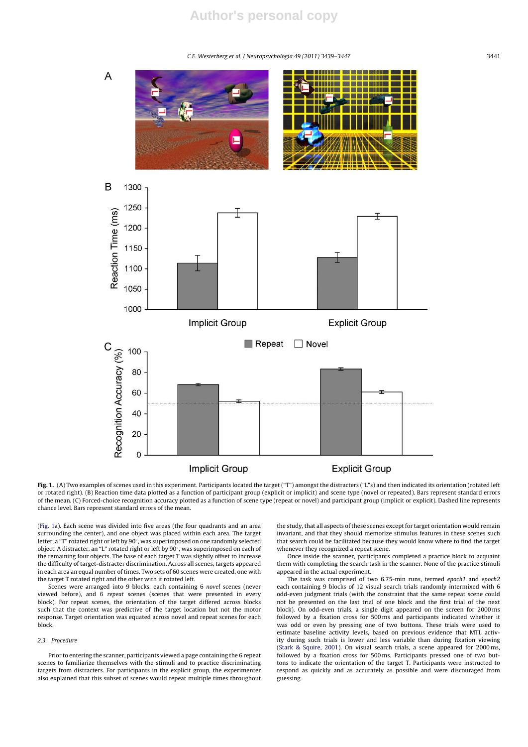**Fig. 1.** (A) Two examples of scenes used in this experiment. Participants located the target ("T") amongst the distracters ("L"s) and then indicated its orientation (rotated left or rotated right). (B) Reaction time data plotted as a function of participant group (explicit or implicit) and scene type (novel or repeated). Bars represent standard errors of the mean. (C) Forced-choice recognition accuracy plotted as a function of scene type (repeat or novel) and participant group (implicit or explicit). Dashed line represents chance level. Bars represent standard errors of the mean.

(Fig. 1a). Each scene was divided into five areas (the four quadrants and an area surrounding the center), and one object was placed within each area. The target letter, a "T" rotated right or left by 90°, was superimposed on one randomly selected object. A distracter, an "L" rotated right or left by 90°, was superimposed on each of the remaining four objects. The base of each target T was slightly offset to increase the difficulty of target-distracter discrimination. Across all scenes, targets appeared in each area an equal number of times. Two sets of 60 scenes were created, one with the target T rotated right and the other with it rotated left.

Scenes were arranged into 9 blocks, each containing 6 *novel* scenes (never viewed before), and 6 *repeat* scenes (scenes that were presented in every block). For repeat scenes, the orientation of the target differed across blocks such that the context was predictive of the target location but not the motor response. Target orientation was equated across novel and repeat scenes for each block.

### 2.3. Procedure

Prior to entering the scanner, participants viewed a page containing the 6 repeat scenes to familiarize themselves with the stimuli and to practice discriminating targets from distracters. For participants in the explicit group, the experimenter also explained that this subset of scenes would repeat multiple times throughout the study, that all aspects of these scenes except for target orientation would remain invariant, and that they should memorize stimulus features in these scenes such that search could be facilitated because they would know where to find the target whenever they recognized a repeat scene.

Once inside the scanner, participants completed a practice block to acquaint them with completing the search task in the scanner. None of the practice stimuli appeared in the actual experiment.

The task was comprised of two 6.75-min runs, termed *epoch1* and *epoch2* each containing 9 blocks of 12 visual search trials randomly intermixed with 6 odd-even judgment trials (with the constraint that the same repeat scene could not be presented on the last trial of one block and the first trial of the next block). On odd-even trials, a single digit appeared on the screen for 2000 ms followed by a fixation cross for 500 ms and participants indicated whether it was odd or even by pressing one of two buttons. These trials were used to estimate baseline activity levels, based on previous evidence that MTL activity during such trials is lower and less variable than during fixation viewing (Stark & Squire, 2001). On visual search trials, a scene appeared for 2000 ms, followed by a fixation cross for 500 ms. Participants pressed one of two buttons to indicate the orientation of the target T. Participants were instructed to respond as quickly and as accurately as possible and were discouraged from guessing.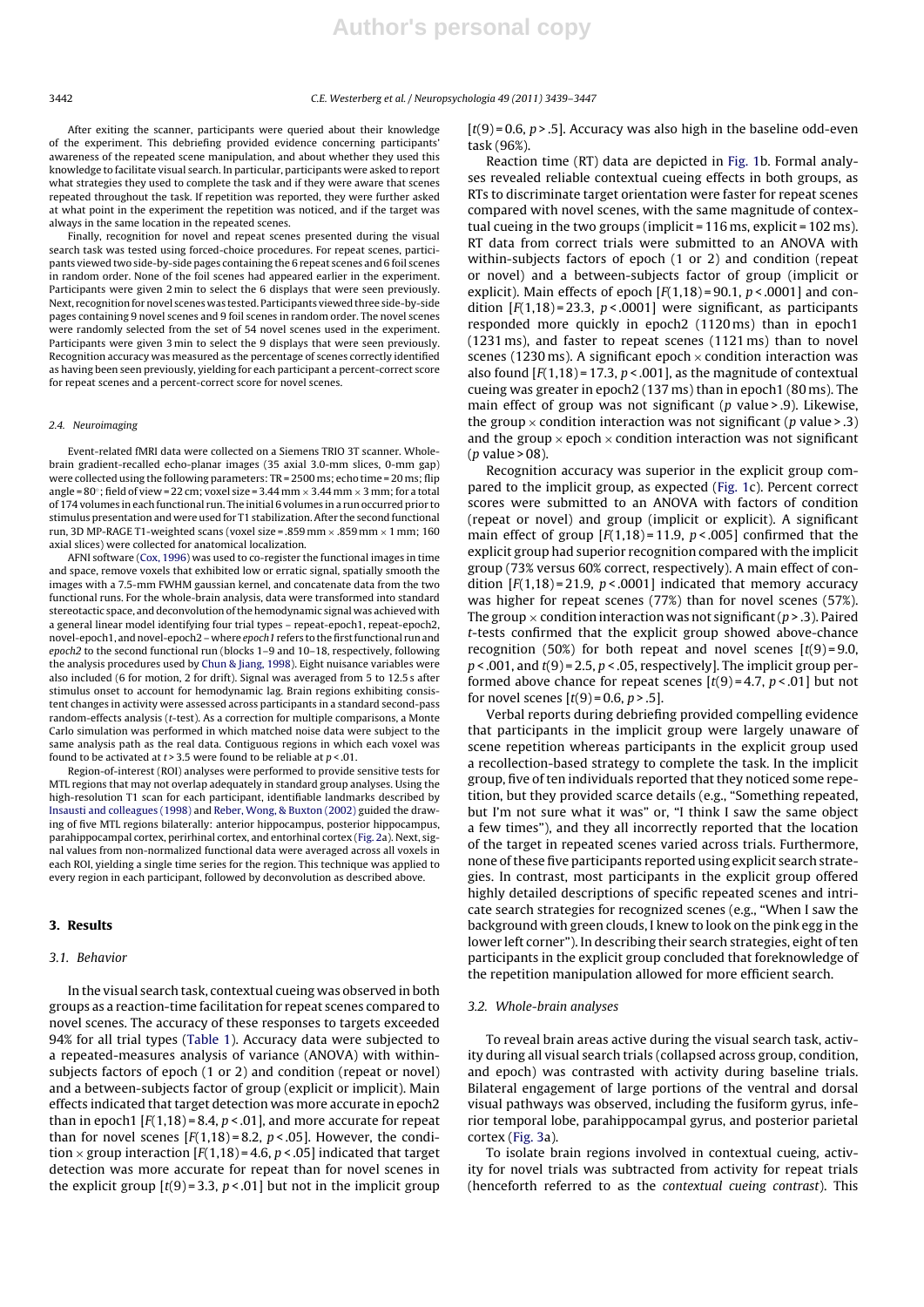After exiting the scanner, participants were queried about their knowledge of the experiment. This debriefing provided evidence concerning participants' awareness of the repeated scene manipulation, and about whether they used this knowledge to facilitate visual search. In particular, participants were asked to report what strategies they used to complete the task and if they were aware that scenes repeated throughout the task. If repetition was reported, they were further asked at what point in the experiment the repetition was noticed, and if the target was always in the same location in the repeated scenes.

Finally, recognition for novel and repeat scenes presented during the visual search task was tested using forced-choice procedures. For repeat scenes, participants viewed two side-by-side pages containing the 6 repeat scenes and 6 foil scenes in random order. None of the foil scenes had appeared earlier in the experiment. Participants were given 2 min to select the 6 displays that were seen previously. Next, recognition for novel scenes was tested. Participants viewed three side-by-side pages containing 9 novel scenes and 9 foil scenes in random order. The novel scenes were randomly selected from the set of 54 novel scenes used in the experiment. Participants were given 3 min to select the 9 displays that were seen previously. Recognition accuracy was measured as the percentage of scenes correctly identified as having been seen previously, yielding for each participant a percent-correct score for repeat scenes and a percent-correct score for novel scenes.

#### 2.4. Neuroimaging

Event-related fMRI data were collected on a Siemens TRIO 3T scanner. Whole-brain gradient-recalled echo-planar images (35 axial 3.0-mm slices, 0-mm gap) were collected using the following parameters: TR = 2500 ms; echo time = 20 ms; flip angle = 80°; field of view = 22 cm; voxel size = 3.44 mm × 3.44 mm × 3 mm; for a total of 174 volumes in each functional run. The initial 6 volumes in a run occurred prior to stimulus presentation and were used for T1 stabilization. After the second functional run, 3D MP-RAGE T1-weighted scans (voxel size = .859 mm × .859 mm × 1 mm; 160 axial slices) were collected for anatomical localization.

AFNI software (Cox, 1996) was used to co-register the functional images in time and space, remove voxels that exhibited low or erratic signal, spatially smooth the images with a 7.5-mm FWHM gaussian kernel, and concatenate data from the two functional runs. For the whole-brain analysis, data were transformed into standard stereotactic space, and deconvolution of the hemodynamic signal was achieved with a general linear model identifying four trial types – repeat-epoch1, repeat-epoch2, novel-epoch1, and novel-epoch2 – where *epoch1* refers to the first functional run and *epoch2* to the second functional run (blocks 1–9 and 10–18, respectively, following the analysis procedures used by Chun & Jiang, 1998). Eight nuisance variables were also included (6 for motion, 2 for drift). Signal was averaged from 5 to 12.5 s after stimulus onset to account for hemodynamic lag. Brain regions exhibiting consistent changes in activity were assessed across participants in a standard second-pass random-effects analysis ($t$-test). As a correction for multiple comparisons, a Monte Carlo simulation was performed in which matched noise data were subject to the same analysis path as the real data. Contiguous regions in which each voxel was found to be activated at $t > 3.5$ were found to be reliable at $p < .01$.

Region-of-interest (ROI) analyses were performed to provide sensitive tests for MTL regions that may not overlap adequately in standard group analyses. Using the high-resolution T1 scan for each participant, identifiable landmarks described by Insausti and colleagues (1998) and Reber, Wong, & Buxton (2002) guided the drawing of five MTL regions bilaterally: anterior hippocampus, posterior hippocampus, parahippocampal cortex, perirhinal cortex, and entorhinal cortex (Fig. 2a). Next, signal values from non-normalized functional data were averaged across all voxels in each ROI, yielding a single time series for the region. This technique was applied to every region in each participant, followed by deconvolution as described above.

## 3. Results

### 3.1. Behavior

In the visual search task, contextual cueing was observed in both groups as a reaction-time facilitation for repeat scenes compared to novel scenes. The accuracy of these responses to targets exceeded 94% for all trial types (Table 1). Accuracy data were subjected to a repeated-measures analysis of variance (ANOVA) with within-subjects factors of epoch (1 or 2) and condition (repeat or novel) and a between-subjects factor of group (explicit or implicit). Main effects indicated that target detection was more accurate in epoch2 than in epoch1 [$F(1,18) = 8.4$, $p < .01$], and more accurate for repeat than for novel scenes [$F(1,18) = 8.2$, $p < .05$]. However, the condition × group interaction [$F(1,18) = 4.6$, $p < .05$] indicated that target detection was more accurate for repeat than for novel scenes in the explicit group [$t(9) = 3.3$, $p < .01$] but not in the implicit group [$t(9) = 0.6$, $p > .5$]. Accuracy was also high in the baseline odd-even task (96%).

Reaction time (RT) data are depicted in Fig. 1b. Formal analyses revealed reliable contextual cueing effects in both groups, as RTs to discriminate target orientation were faster for repeat scenes compared with novel scenes, with the same magnitude of contextual cueing in the two groups (implicit = 116 ms, explicit = 102 ms). RT data from correct trials were submitted to an ANOVA with within-subjects factors of epoch (1 or 2) and condition (repeat or novel) and a between-subjects factor of group (implicit or explicit). Main effects of epoch [$F(1,18) = 90.1$, $p < .0001$] and condition [$F(1,18) = 23.3$, $p < .0001$] were significant, as participants responded more quickly in epoch2 (1120 ms) than in epoch1 (1231 ms), and faster to repeat scenes (1121 ms) than to novel scenes (1230 ms). A significant epoch × condition interaction was also found [$F(1,18) = 17.3$, $p < .001$], as the magnitude of contextual cueing was greater in epoch2 (137 ms) than in epoch1 (80 ms). The main effect of group was not significant ($p$ value > .9). Likewise, the group × condition interaction was not significant ($p$ value > .3) and the group × epoch × condition interaction was not significant ($p$ value > 08).

Recognition accuracy was superior in the explicit group compared to the implicit group, as expected (Fig. 1c). Percent correct scores were submitted to an ANOVA with factors of condition (repeat or novel) and group (implicit or explicit). A significant main effect of group [$F(1,18) = 11.9$, $p < .005$] confirmed that the explicit group had superior recognition compared with the implicit group (73% versus 60% correct, respectively). A main effect of condition [$F(1,18) = 21.9$, $p < .0001$] indicated that memory accuracy was higher for repeat scenes (77%) than for novel scenes (57%). The group × condition interaction was not significant ($p > .3$). Paired $t$-tests confirmed that the explicit group showed above-chance recognition (50%) for both repeat and novel scenes [$t(9) = 9.0$, $p < .001$, and $t(9) = 2.5$, $p < .05$, respectively]. The implicit group performed above chance for repeat scenes [$t(9) = 4.7$, $p < .01$] but not for novel scenes [$t(9) = 0.6$, $p > .5$].

Verbal reports during debriefing provided compelling evidence that participants in the implicit group were largely unaware of scene repetition whereas participants in the explicit group used a recollection-based strategy to complete the task. In the implicit group, five of ten individuals reported that they noticed some repetition, but they provided scarce details (e.g., "Something repeated, but I'm not sure what it was" or, "I think I saw the same object a few times"), and they all incorrectly reported that the location of the target in repeated scenes varied across trials. Furthermore, none of these five participants reported using explicit search strategies. In contrast, most participants in the explicit group offered highly detailed descriptions of specific repeated scenes and intricate search strategies for recognized scenes (e.g., "When I saw the background with green clouds, I knew to look on the pink egg in the lower left corner"). In describing their search strategies, eight of ten participants in the explicit group concluded that foreknowledge of the repetition manipulation allowed for more efficient search.

### 3.2. Whole-brain analyses

To reveal brain areas active during the visual search task, activity during all visual search trials (collapsed across group, condition, and epoch) was contrasted with activity during baseline trials. Bilateral engagement of large portions of the ventral and dorsal visual pathways was observed, including the fusiform gyrus, inferior temporal lobe, parahippocampal gyrus, and posterior parietal cortex (Fig. 3a).

To isolate brain regions involved in contextual cueing, activity for novel trials was subtracted from activity for repeat trials (henceforth referred to as the *contextual cueing contrast*). This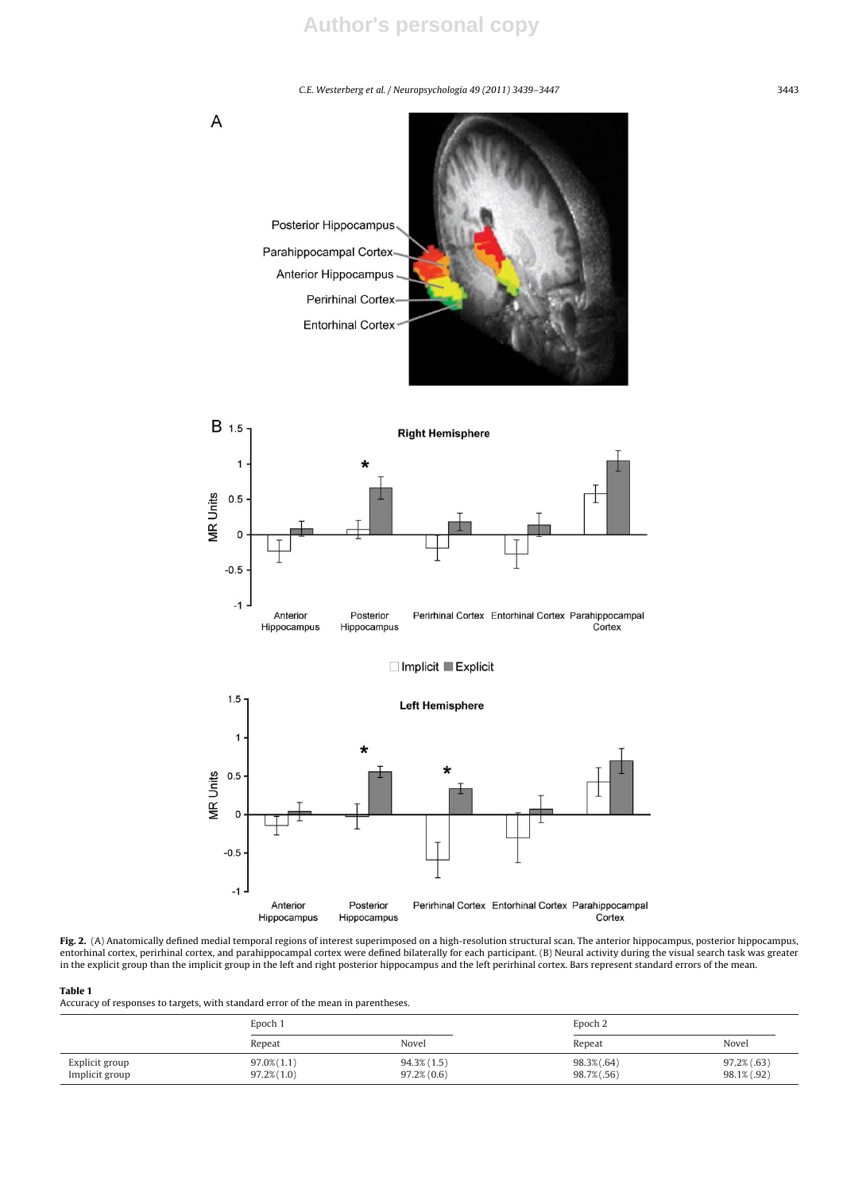**Fig. 2.** (A) Anatomically defined medial temporal regions of interest superimposed on a high-resolution structural scan. The anterior hippocampus, posterior hippocampus, entorhinal cortex, perirhinal cortex, and parahippocampal cortex were defined bilaterally for each participant. (B) Neural activity during the visual search task was greater in the explicit group than the implicit group in the left and right posterior hippocampus and the left perirhinal cortex. Bars represent standard errors of the mean.

**Table 1**
Accuracy of responses to targets, with standard error of the mean in parentheses.

| | Epoch 1 | | Epoch 2 | |
|---|---|---|---|---|
| | Repeat | Novel | Repeat | Novel |
| Explicit group | 97.0% (1.1) | 94.3% (1.5) | 98.3% (.64) | 97.2% (.63) |
| Implicit group | 97.2% (1.0) | 97.2% (0.6) | 98.7% (.56) | 98.1% (.92) |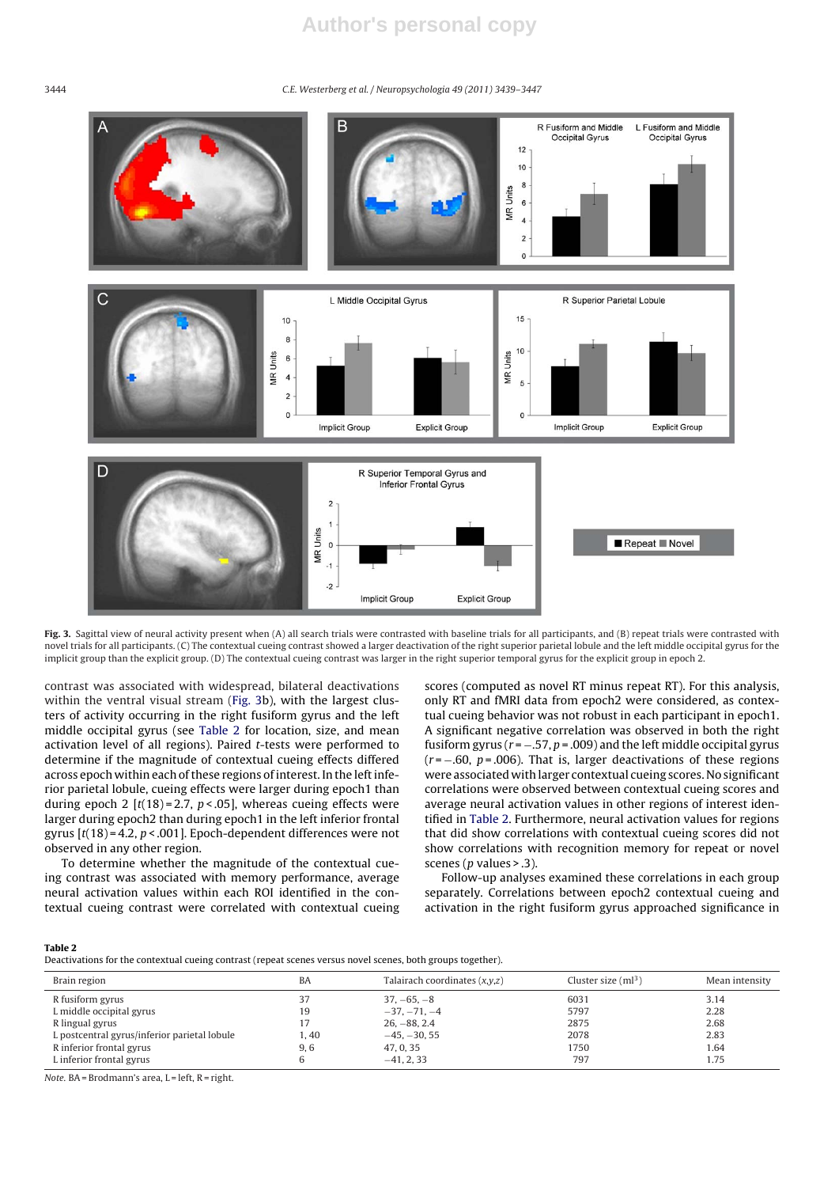**Fig. 3.** Sagittal view of neural activity present when (A) all search trials were contrasted with baseline trials for all participants, and (B) repeat trials were contrasted with novel trials for all participants. (C) The contextual cueing contrast showed a larger deactivation of the right superior parietal lobule and the left middle occipital gyrus for the implicit group than the explicit group. (D) The contextual cueing contrast was larger in the right superior temporal gyrus for the explicit group in epoch 2.

contrast was associated with widespread, bilateral deactivations within the ventral visual stream (Fig. 3b), with the largest clusters of activity occurring in the right fusiform gyrus and the left middle occipital gyrus (see Table 2 for location, size, and mean activation level of all regions). Paired *t*-tests were performed to determine if the magnitude of contextual cueing effects differed across epoch within each of these regions of interest. In the left inferior parietal lobule, cueing effects were larger during epoch1 than during epoch 2 [$t(18) = 2.7$, $p < .05$], whereas cueing effects were larger during epoch2 than during epoch1 in the left inferior frontal gyrus [$t(18) = 4.2$, $p < .001$]. Epoch-dependent differences were not observed in any other region.

To determine whether the magnitude of the contextual cueing contrast was associated with memory performance, average neural activation values within each ROI identified in the contextual cueing contrast were correlated with contextual cueing scores (computed as novel RT minus repeat RT). For this analysis, only RT and fMRI data from epoch2 were considered, as contextual cueing behavior was not robust in each participant in epoch1. A significant negative correlation was observed in both the right fusiform gyrus ($r = -.57$, $p = .009$) and the left middle occipital gyrus ($r = -.60$, $p = .006$). That is, larger deactivations of these regions were associated with larger contextual cueing scores. No significant correlations were observed between contextual cueing scores and average neural activation values in other regions of interest identified in Table 2. Furthermore, neural activation values for regions that did show correlations with contextual cueing scores did not show correlations with recognition memory for repeat or novel scenes ($p$ values $> .3$).

Follow-up analyses examined these correlations in each group separately. Correlations between epoch2 contextual cueing and activation in the right fusiform gyrus approached significance in

**Table 2**
Deactivations for the contextual cueing contrast (repeat scenes versus novel scenes, both groups together).

| Brain region | BA | Talairach coordinates (x,y,z) | Cluster size (ml³) | Mean intensity |
|---|---|---|---|---|
| R fusiform gyrus | 37 | 37, −65, −8 | 6031 | 3.14 |
| L middle occipital gyrus | 19 | −37, −71, −4 | 5797 | 2.28 |
| R lingual gyrus | 17 | 26, −88, 2.4 | 2875 | 2.68 |
| L postcentral gyrus/inferior parietal lobule | 1, 40 | −45, −30, 55 | 2078 | 2.83 |
| R inferior frontal gyrus | 9, 6 | 47, 0, 35 | 1750 | 1.64 |
| L inferior frontal gyrus | 6 | −41, 2, 33 | 797 | 1.75 |

*Note.* BA = Brodmann's area, L = left, R = right.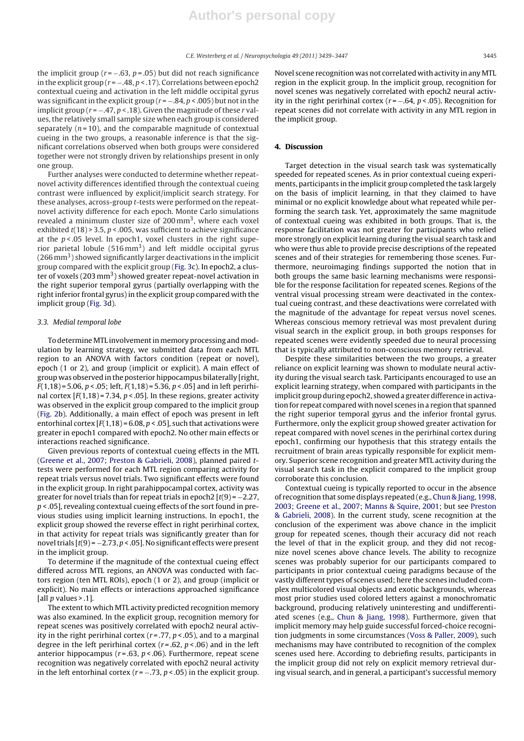the implicit group ($r = -.63$, $p = .05$) but did not reach significance in the explicit group ($r = -.48$, $p < .17$). Correlations between epoch2 contextual cueing and activation in the left middle occipital gyrus was significant in the explicit group ($r = -.84$, $p < .005$) but not in the implicit group ($r = -.47$, $p < .18$). Given the magnitude of these $r$ values, the relatively small sample size when each group is considered separately ($n = 10$), and the comparable magnitude of contextual cueing in the two groups, a reasonable inference is that the significant correlations observed when both groups were considered together were not strongly driven by relationships present in only one group.

Further analyses were conducted to determine whether repeat-novel activity differences identified through the contextual cueing contrast were influenced by explicit/implicit search strategy. For these analyses, across-group $t$-tests were performed on the repeat-novel activity difference for each epoch. Monte Carlo simulations revealed a minimum cluster size of 200 $mm^3$, where each voxel exhibited $t(18) > 3.5$, $p < .005$, was sufficient to achieve significance at the $p < .05$ level. In epoch1, voxel clusters in the right superior parietal lobule (516 $mm^3$) and left middle occipital gyrus (266 $mm^3$) showed significantly larger deactivations in the implicit group compared with the explicit group (Fig. 3c). In epoch2, a cluster of voxels (203 $mm^3$) showed greater repeat-novel activation in the right superior temporal gyrus (partially overlapping with the right inferior frontal gyrus) in the explicit group compared with the implicit group (Fig. 3d).

### 3.3. Medial temporal lobe

To determine MTL involvement in memory processing and modulation by learning strategy, we submitted data from each MTL region to an ANOVA with factors condition (repeat or novel), epoch (1 or 2), and group (implicit or explicit). A main effect of group was observed in the posterior hippocampus bilaterally [right, $F(1,18) = 5.06$, $p < .05$; left, $F(1,18) = 5.36$, $p < .05$] and in left perirhinal cortex [$F(1,18) = 7.34$, $p < .05$]. In these regions, greater activity was observed in the explicit group compared to the implicit group (Fig. 2b). Additionally, a main effect of epoch was present in left entorhinal cortex [$F(1,18) = 6.08$, $p < .05$], such that activations were greater in epoch1 compared with epoch2. No other main effects or interactions reached significance.

Given previous reports of contextual cueing effects in the MTL (Greene et al., 2007; Preston & Gabrieli, 2008), planned paired $t$-tests were performed for each MTL region comparing activity for repeat trials versus novel trials. Two significant effects were found in the explicit group. In right parahippocampal cortex, activity was greater for novel trials than for repeat trials in epoch2 [$t(9) = -2.27$, $p < .05$], revealing contextual cueing effects of the sort found in previous studies using implicit learning instructions. In epoch1, the explicit group showed the reverse effect in right perirhinal cortex, in that activity for repeat trials was significantly greater than for novel trials [$t(9) = -2.73$, $p < .05$]. No significant effects were present in the implicit group.

To determine if the magnitude of the contextual cueing effect differed across MTL regions, an ANOVA was conducted with factors region (ten MTL ROIs), epoch (1 or 2), and group (implicit or explicit). No main effects or interactions approached significance [all $p$ values > .1].

The extent to which MTL activity predicted recognition memory was also examined. In the explicit group, recognition memory for repeat scenes was positively correlated with epoch2 neural activity in the right perirhinal cortex ($r = .77$, $p < .05$), and to a marginal degree in the left perirhinal cortex ($r = .62$, $p < .06$) and in the left anterior hippocampus ($r = .63$, $p < .06$). Furthermore, repeat scene recognition was negatively correlated with epoch2 neural activity in the left entorhinal cortex ($r = -.73$, $p < .05$) in the explicit group. Novel scene recognition was not correlated with activity in any MTL region in the explicit group. In the implicit group, recognition for novel scenes was negatively correlated with epoch2 neural activity in the right perirhinal cortex ($r = -.64$, $p < .05$). Recognition for repeat scenes did not correlate with activity in any MTL region in the implicit group.

## 4. Discussion

Target detection in the visual search task was systematically speeded for repeated scenes. As in prior contextual cueing experiments, participants in the implicit group completed the task largely on the basis of implicit learning, in that they claimed to have minimal or no explicit knowledge about what repeated while performing the search task. Yet, approximately the same magnitude of contextual cueing was exhibited in both groups. That is, the response facilitation was not greater for participants who relied more strongly on explicit learning during the visual search task and who were thus able to provide precise descriptions of the repeated scenes and of their strategies for remembering those scenes. Furthermore, neuroimaging findings supported the notion that in both groups the same basic learning mechanisms were responsible for the response facilitation for repeated scenes. Regions of the ventral visual processing stream were deactivated in the contextual cueing contrast, and these deactivations were correlated with the magnitude of the advantage for repeat versus novel scenes. Whereas conscious memory retrieval was most prevalent during visual search in the explicit group, in both groups responses for repeated scenes were evidently speeded due to neural processing that is typically attributed to non-conscious memory retrieval.

Despite these similarities between the two groups, a greater reliance on explicit learning was shown to modulate neural activity during the visual search task. Participants encouraged to use an explicit learning strategy, when compared with participants in the implicit group during epoch2, showed a greater difference in activation for repeat compared with novel scenes in a region that spanned the right superior temporal gyrus and the inferior frontal gyrus. Furthermore, only the explicit group showed greater activation for repeat compared with novel scenes in the perirhinal cortex during epoch1, confirming our hypothesis that this strategy entails the recruitment of brain areas typically responsible for explicit memory. Superior scene recognition and greater MTL activity during the visual search task in the explicit compared to the implicit group corroborate this conclusion.

Contextual cueing is typically reported to occur in the absence of recognition that some displays repeated (e.g., Chun & Jiang, 1998, 2003; Greene et al., 2007; Manns & Squire, 2001; but see Preston & Gabrieli, 2008). In the current study, scene recognition at the conclusion of the experiment was above chance in the implicit group for repeated scenes, though their accuracy did not reach the level of that in the explicit group, and they did not recognize novel scenes above chance levels. The ability to recognize scenes was probably superior for our participants compared to participants in prior contextual cueing paradigms because of the vastly different types of scenes used; here the scenes included complex multicolored visual objects and exotic backgrounds, whereas most prior studies used colored letters against a monochromatic background, producing relatively uninteresting and undifferentiated scenes (e.g., Chun & Jiang, 1998). Furthermore, given that implicit memory may help guide successful forced-choice recognition judgments in some circumstances (Voss & Paller, 2009), such mechanisms may have contributed to recognition of the complex scenes used here. According to debriefing results, participants in the implicit group did not rely on explicit memory retrieval during visual search, and in general, a participant's successful memory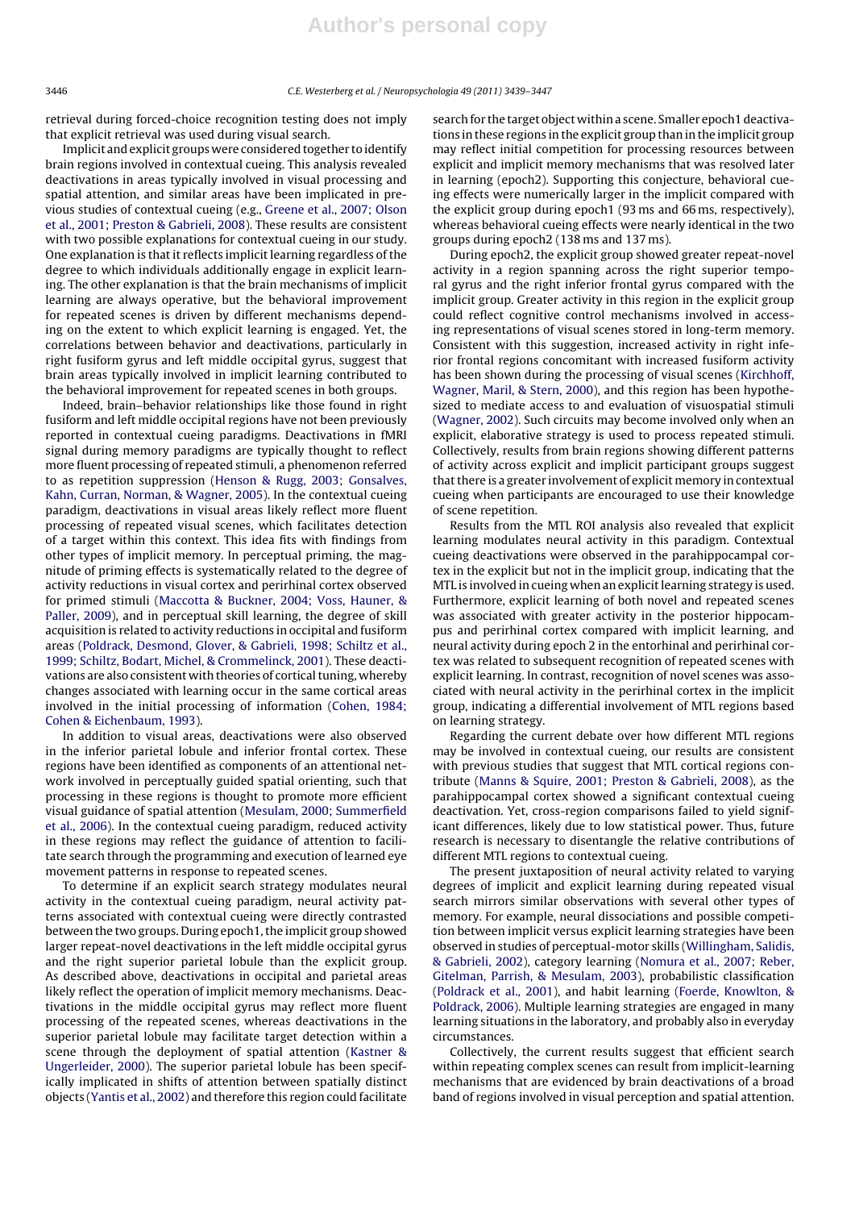retrieval during forced-choice recognition testing does not imply that explicit retrieval was used during visual search.

Implicit and explicit groups were considered together to identify brain regions involved in contextual cueing. This analysis revealed deactivations in areas typically involved in visual processing and spatial attention, and similar areas have been implicated in previous studies of contextual cueing (e.g., Greene et al., 2007; Olson et al., 2001; Preston & Gabrieli, 2008). These results are consistent with two possible explanations for contextual cueing in our study. One explanation is that it reflects implicit learning regardless of the degree to which individuals additionally engage in explicit learning. The other explanation is that the brain mechanisms of implicit learning are always operative, but the behavioral improvement for repeated scenes is driven by different mechanisms depending on the extent to which explicit learning is engaged. Yet, the correlations between behavior and deactivations, particularly in right fusiform gyrus and left middle occipital gyrus, suggest that brain areas typically involved in implicit learning contributed to the behavioral improvement for repeated scenes in both groups.

Indeed, brain–behavior relationships like those found in right fusiform and left middle occipital regions have not been previously reported in contextual cueing paradigms. Deactivations in fMRI signal during memory paradigms are typically thought to reflect more fluent processing of repeated stimuli, a phenomenon referred to as repetition suppression (Henson & Rugg, 2003; Gonsalves, Kahn, Curran, Norman, & Wagner, 2005). In the contextual cueing paradigm, deactivations in visual areas likely reflect more fluent processing of repeated visual scenes, which facilitates detection of a target within this context. This idea fits with findings from other types of implicit memory. In perceptual priming, the magnitude of priming effects is systematically related to the degree of activity reductions in visual cortex and perirhinal cortex observed for primed stimuli (Maccotta & Buckner, 2004; Voss, Hauner, & Paller, 2009), and in perceptual skill learning, the degree of skill acquisition is related to activity reductions in occipital and fusiform areas (Poldrack, Desmond, Glover, & Gabrieli, 1998; Schiltz et al., 1999; Schiltz, Bodart, Michel, & Crommelinck, 2001). These deactivations are also consistent with theories of cortical tuning, whereby changes associated with learning occur in the same cortical areas involved in the initial processing of information (Cohen, 1984; Cohen & Eichenbaum, 1993).

In addition to visual areas, deactivations were also observed in the inferior parietal lobule and inferior frontal cortex. These regions have been identified as components of an attentional network involved in perceptually guided spatial orienting, such that processing in these regions is thought to promote more efficient visual guidance of spatial attention (Mesulam, 2000; Summerfield et al., 2006). In the contextual cueing paradigm, reduced activity in these regions may reflect the guidance of attention to facilitate search through the programming and execution of learned eye movement patterns in response to repeated scenes.

To determine if an explicit search strategy modulates neural activity in the contextual cueing paradigm, neural activity patterns associated with contextual cueing were directly contrasted between the two groups. During epoch1, the implicit group showed larger repeat-novel deactivations in the left middle occipital gyrus and the right superior parietal lobule than the explicit group. As described above, deactivations in occipital and parietal areas likely reflect the operation of implicit memory mechanisms. Deactivations in the middle occipital gyrus may reflect more fluent processing of the repeated scenes, whereas deactivations in the superior parietal lobule may facilitate target detection within a scene through the deployment of spatial attention (Kastner & Ungerleider, 2000). The superior parietal lobule has been specifically implicated in shifts of attention between spatially distinct objects (Yantis et al., 2002) and therefore this region could facilitate search for the target object within a scene. Smaller epoch1 deactivations in these regions in the explicit group than in the implicit group may reflect initial competition for processing resources between explicit and implicit memory mechanisms that was resolved later in learning (epoch2). Supporting this conjecture, behavioral cueing effects were numerically larger in the implicit compared with the explicit group during epoch1 (93 ms and 66 ms, respectively), whereas behavioral cueing effects were nearly identical in the two groups during epoch2 (138 ms and 137 ms).

During epoch2, the explicit group showed greater repeat-novel activity in a region spanning across the right superior temporal gyrus and the right inferior frontal gyrus compared with the implicit group. Greater activity in this region in the explicit group could reflect cognitive control mechanisms involved in accessing representations of visual scenes stored in long-term memory. Consistent with this suggestion, increased activity in right inferior frontal regions concomitant with increased fusiform activity has been shown during the processing of visual scenes (Kirchhoff, Wagner, Maril, & Stern, 2000), and this region has been hypothesized to mediate access to and evaluation of visuospatial stimuli (Wagner, 2002). Such circuits may become involved only when an explicit, elaborative strategy is used to process repeated stimuli. Collectively, results from brain regions showing different patterns of activity across explicit and implicit participant groups suggest that there is a greater involvement of explicit memory in contextual cueing when participants are encouraged to use their knowledge of scene repetition.

Results from the MTL ROI analysis also revealed that explicit learning modulates neural activity in this paradigm. Contextual cueing deactivations were observed in the parahippocampal cortex in the explicit but not in the implicit group, indicating that the MTL is involved in cueing when an explicit learning strategy is used. Furthermore, explicit learning of both novel and repeated scenes was associated with greater activity in the posterior hippocampus and perirhinal cortex compared with implicit learning, and neural activity during epoch 2 in the entorhinal and perirhinal cortex was related to subsequent recognition of repeated scenes with explicit learning. In contrast, recognition of novel scenes was associated with neural activity in the perirhinal cortex in the implicit group, indicating a differential involvement of MTL regions based on learning strategy.

Regarding the current debate over how different MTL regions may be involved in contextual cueing, our results are consistent with previous studies that suggest that MTL cortical regions contribute (Manns & Squire, 2001; Preston & Gabrieli, 2008), as the parahippocampal cortex showed a significant contextual cueing deactivation. Yet, cross-region comparisons failed to yield significant differences, likely due to low statistical power. Thus, future research is necessary to disentangle the relative contributions of different MTL regions to contextual cueing.

The present juxtaposition of neural activity related to varying degrees of implicit and explicit learning during repeated visual search mirrors similar observations with several other types of memory. For example, neural dissociations and possible competition between implicit versus explicit learning strategies have been observed in studies of perceptual-motor skills (Willingham, Salidis, & Gabrieli, 2002), category learning (Nomura et al., 2007; Reber, Gitelman, Parrish, & Mesulam, 2003), probabilistic classification (Poldrack et al., 2001), and habit learning (Foerde, Knowlton, & Poldrack, 2006). Multiple learning strategies are engaged in many learning situations in the laboratory, and probably also in everyday circumstances.

Collectively, the current results suggest that efficient search within repeating complex scenes can result from implicit-learning mechanisms that are evidenced by brain deactivations of a broad band of regions involved in visual perception and spatial attention.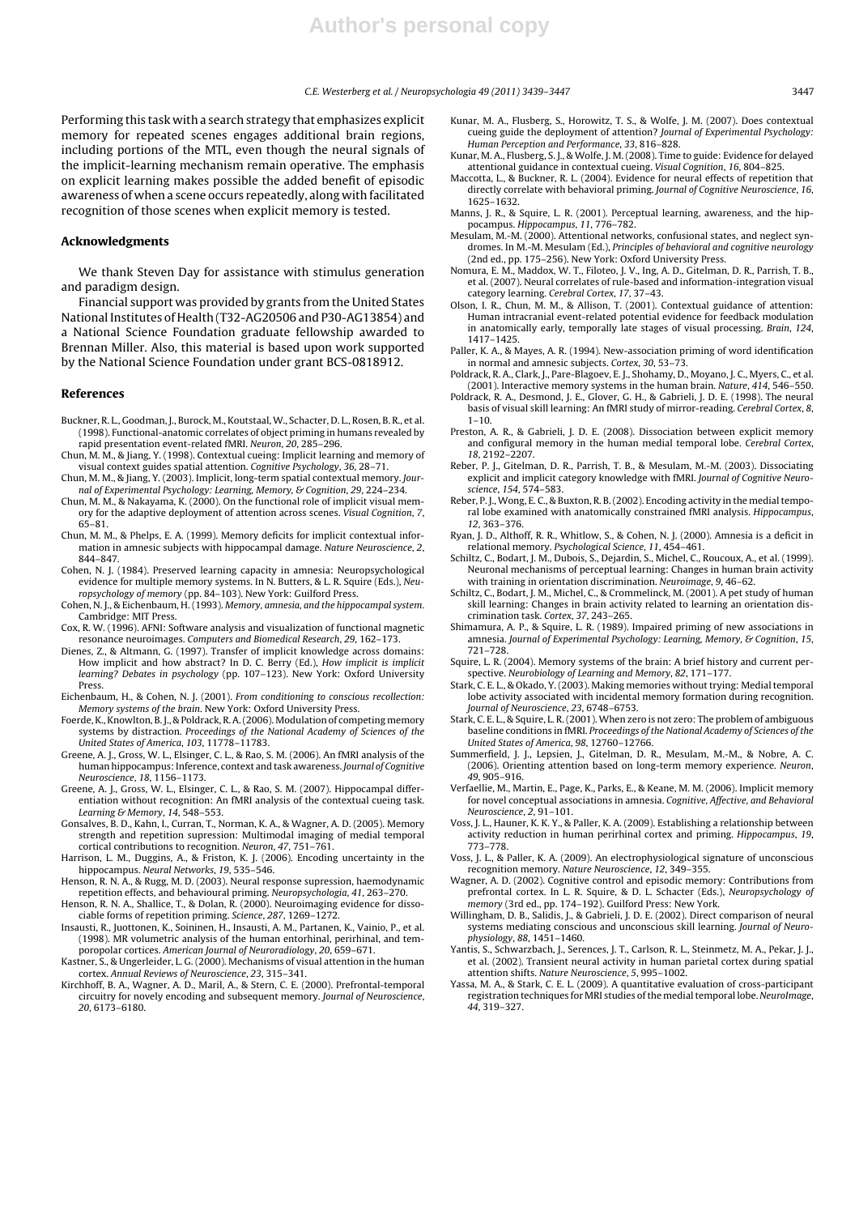Performing this task with a search strategy that emphasizes explicit memory for repeated scenes engages additional brain regions, including portions of the MTL, even though the neural signals of the implicit-learning mechanism remain operative. The emphasis on explicit learning makes possible the added benefit of episodic awareness of when a scene occurs repeatedly, along with facilitated recognition of those scenes when explicit memory is tested.

## Acknowledgments

We thank Steven Day for assistance with stimulus generation and paradigm design.

Financial support was provided by grants from the United States National Institutes of Health (T32-AG20506 and P30-AG13854) and a National Science Foundation graduate fellowship awarded to Brennan Miller. Also, this material is based upon work supported by the National Science Foundation under grant BCS-0818912.

## References

Buckner, R. L., Goodman, J., Burock, M., Koutstaal, W., Schacter, D. L., Rosen, B. R., et al. (1998). Functional-anatomic correlates of object priming in humans revealed by rapid presentation event-related fMRI. *Neuron*, *20*, 285–296.

Chun, M. M., & Jiang, Y. (1998). Contextual cueing: Implicit learning and memory of visual context guides spatial attention. *Cognitive Psychology*, *36*, 28–71.

Chun, M. M., & Jiang, Y. (2003). Implicit, long-term spatial contextual memory. *Journal of Experimental Psychology: Learning, Memory, & Cognition*, *29*, 224–234.

Chun, M. M., & Nakayama, K. (2000). On the functional role of implicit visual memory for the adaptive deployment of attention across scenes. *Visual Cognition*, *7*, 65–81.

Chun, M. M., & Phelps, E. A. (1999). Memory deficits for implicit contextual information in amnesic subjects with hippocampal damage. *Nature Neuroscience*, *2*, 844–847.

Cohen, N. J. (1984). Preserved learning capacity in amnesia: Neuropsychological evidence for multiple memory systems. In N. Butters, & L. R. Squire (Eds.), *Neuropsychology of memory* (pp. 84–103). New York: Guilford Press.

Cohen, N. J., & Eichenbaum, H. (1993). *Memory, amnesia, and the hippocampal system*. Cambridge: MIT Press.

Cox, R. W. (1996). AFNI: Software analysis and visualization of functional magnetic resonance neuroimages. *Computers and Biomedical Research*, *29*, 162–173.

Dienes, Z., & Altmann, G. (1997). Transfer of implicit knowledge across domains: How implicit and how abstract? In D. C. Berry (Ed.), *How implicit is implicit learning? Debates in psychology* (pp. 107–123). New York: Oxford University Press.

Eichenbaum, H., & Cohen, N. J. (2001). *From conditioning to conscious recollection: Memory systems of the brain*. New York: Oxford University Press.

Foerde, K., Knowlton, B. J., & Poldrack, R. A. (2006). Modulation of competing memory systems by distraction. *Proceedings of the National Academy of Sciences of the United States of America*, *103*, 11778–11783.

Greene, A. J., Gross, W. L., Elsinger, C. L., & Rao, S. M. (2006). An fMRI analysis of the human hippocampus: Inference, context and task awareness. *Journal of Cognitive Neuroscience*, *18*, 1156–1173.

Greene, A. J., Gross, W. L., Elsinger, C. L., & Rao, S. M. (2007). Hippocampal differentiation without recognition: An fMRI analysis of the contextual cueing task. *Learning & Memory*, *14*, 548–553.

Gonsalves, B. D., Kahn, I., Curran, T., Norman, K. A., & Wagner, A. D. (2005). Memory strength and repetition supression: Multimodal imaging of medial temporal cortical contributions to recognition. *Neuron*, *47*, 751–761.

Harrison, L. M., Duggins, A., & Friston, K. J. (2006). Encoding uncertainty in the hippocampus. *Neural Networks*, *19*, 535–546.

Henson, R. N. A., & Rugg, M. D. (2003). Neural response supression, haemodynamic repetition effects, and behavioural priming. *Neuropsychologia*, *41*, 263–270.

Henson, R. N. A., Shallice, T., & Dolan, R. (2000). Neuroimaging evidence for dissociable forms of repetition priming. *Science*, *287*, 1269–1272.

Insausti, R., Juottonen, K., Soininen, H., Insausti, A. M., Partanen, K., Vainio, P., et al. (1998). MR volumetric analysis of the human entorhinal, perirhinal, and temporopolar cortices. *American Journal of Neuroradiology*, *20*, 659–671.

Kastner, S., & Ungerleider, L. G. (2000). Mechanisms of visual attention in the human cortex. *Annual Reviews of Neuroscience*, *23*, 315–341.

Kirchhoff, B. A., Wagner, A. D., Maril, A., & Stern, C. E. (2000). Prefrontal-temporal circuitry for novely encoding and subsequent memory. *Journal of Neuroscience*, *20*, 6173–6180.

Kunar, M. A., Flusberg, S., Horowitz, T. S., & Wolfe, J. M. (2007). Does contextual cueing guide the deployment of attention? *Journal of Experimental Psychology: Human Perception and Performance*, *33*, 816–828.

Kunar, M. A., Flusberg, S. J., & Wolfe, J. M. (2008). Time to guide: Evidence for delayed attentional guidance in contextual cueing. *Visual Cognition*, *16*, 804–825.

Maccotta, L., & Buckner, R. L. (2004). Evidence for neural effects of repetition that directly correlate with behavioral priming. *Journal of Cognitive Neuroscience*, *16*, 1625–1632.

Manns, J. R., & Squire, L. R. (2001). Perceptual learning, awareness, and the hippocampus. *Hippocampus*, *11*, 776–782.

Mesulam, M.-M. (2000). Attentional networks, confusional states, and neglect syndromes. In M.-M. Mesulam (Ed.), *Principles of behavioral and cognitive neurology* (2nd ed., pp. 175–256). New York: Oxford University Press.

Nomura, E. M., Maddox, W. T., Filoteo, J. V., Ing, A. D., Gitelman, D. R., Parrish, T. B., et al. (2007). Neural correlates of rule-based and information-integration visual category learning. *Cerebral Cortex*, *17*, 37–43.

Olson, I. R., Chun, M. M., & Allison, T. (2001). Contextual guidance of attention: Human intracranial event-related potential evidence for feedback modulation in anatomically early, temporally late stages of visual processing. *Brain*, *124*, 1417–1425.

Paller, K. A., & Mayes, A. R. (1994). New-association priming of word identification in normal and amnesic subjects. *Cortex*, *30*, 53–73.

Poldrack, R. A., Clark, J., Pare-Blagoev, E. J., Shohamy, D., Moyano, J. C., Myers, C., et al. (2001). Interactive memory systems in the human brain. *Nature*, *414*, 546–550.

Poldrack, R. A., Desmond, J. E., Glover, G. H., & Gabrieli, J. D. E. (1998). The neural basis of visual skill learning: An fMRI study of mirror-reading. *Cerebral Cortex*, *8*, 1–10.

Preston, A. R., & Gabrieli, J. D. E. (2008). Dissociation between explicit memory and configural memory in the human medial temporal lobe. *Cerebral Cortex*, *18*, 2192–2207.

Reber, P. J., Gitelman, D. R., Parrish, T. B., & Mesulam, M.-M. (2003). Dissociating explicit and implicit category knowledge with fMRI. *Journal of Cognitive Neuroscience*, *154*, 574–583.

Reber, P. J., Wong, E. C., & Buxton, R. B. (2002). Encoding activity in the medial temporal lobe examined with anatomically constrained fMRI analysis. *Hippocampus*, *12*, 363–376.

Ryan, J. D., Althoff, R. R., Whitlow, S., & Cohen, N. J. (2000). Amnesia is a deficit in relational memory. *Psychological Science*, *11*, 454–461.

Schiltz, C., Bodart, J. M., Dubois, S., Dejardin, S., Michel, C., Roucoux, A., et al. (1999). Neuronal mechanisms of perceptual learning: Changes in human brain activity with training in orientation discrimination. *Neuroimage*, *9*, 46–62.

Schiltz, C., Bodart, J. M., Michel, C., & Crommelinck, M. (2001). A pet study of human skill learning: Changes in brain activity related to learning an orientation discrimination task. *Cortex*, *37*, 243–265.

Shimamura, A. P., & Squire, L. R. (1989). Impaired priming of new associations in amnesia. *Journal of Experimental Psychology: Learning, Memory, & Cognition*, *15*, 721–728.

Squire, L. R. (2004). Memory systems of the brain: A brief history and current perspective. *Neurobiology of Learning and Memory*, *82*, 171–177.

Stark, C. E. L., & Okado, Y. (2003). Making memories without trying: Medial temporal lobe activity associated with incidental memory formation during recognition. *Journal of Neuroscience*, *23*, 6748–6753.

Stark, C. E. L., & Squire, L. R. (2001). When zero is not zero: The problem of ambiguous baseline conditions in fMRI. *Proceedings of the National Academy of Sciences of the United States of America*, *98*, 12760–12766.

Summerfield, J. J., Lepsien, J., Gitelman, D. R., Mesulam, M.-M., & Nobre, A. C. (2006). Orienting attention based on long-term memory experience. *Neuron*, *49*, 905–916.

Verfaellie, M., Martin, E., Page, K., Parks, E., & Keane, M. M. (2006). Implicit memory for novel conceptual associations in amnesia. *Cognitive, Affective, and Behavioral Neuroscience*, *2*, 91–101.

Voss, J. L., Hauner, K. K. Y., & Paller, K. A. (2009). Establishing a relationship between activity reduction in human perirhinal cortex and priming. *Hippocampus*, *19*, 773–778.

Voss, J. L., & Paller, K. A. (2009). An electrophysiological signature of unconscious recognition memory. *Nature Neuroscience*, *12*, 349–355.

Wagner, A. D. (2002). Cognitive control and episodic memory: Contributions from prefrontal cortex. In L. R. Squire, & D. L. Schacter (Eds.), *Neuropsychology of memory* (3rd ed., pp. 174–192). Guilford Press: New York.

Willingham, D. B., Salidis, J., & Gabrieli, J. D. E. (2002). Direct comparison of neural systems mediating conscious and unconscious skill learning. *Journal of Neurophysiology*, *88*, 1451–1460.

Yantis, S., Schwarzbach, J., Serences, J. T., Carlson, R. L., Steinmetz, M. A., Pekar, J. J., et al. (2002). Transient neural activity in human parietal cortex during spatial attention shifts. *Nature Neuroscience*, *5*, 995–1002.

Yassa, M. A., & Stark, C. E. L. (2009). A quantitative evaluation of cross-participant registration techniques for MRI studies of the medial temporal lobe. *NeuroImage*, *44*, 319–327.